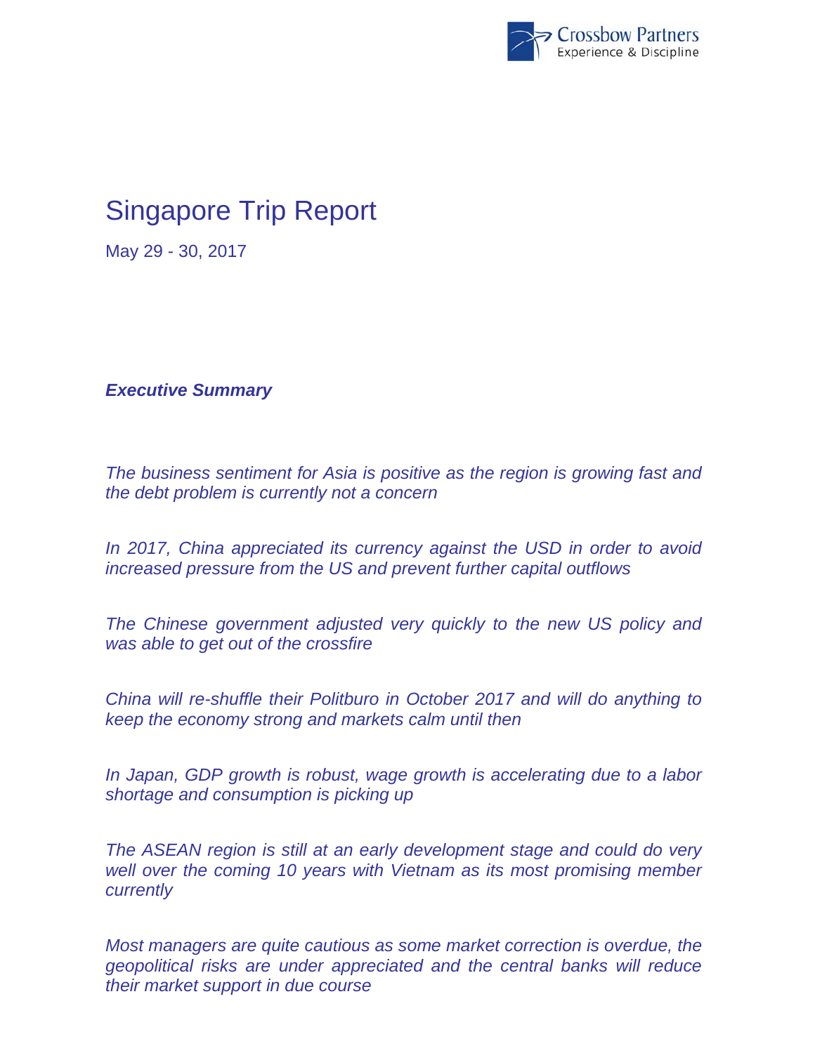# Singapore Trip Report

May 29 - 30, 2017

***Executive Summary***

*The business sentiment for Asia is positive as the region is growing fast and the debt problem is currently not a concern*

*In 2017, China appreciated its currency against the USD in order to avoid increased pressure from the US and prevent further capital outflows*

*The Chinese government adjusted very quickly to the new US policy and was able to get out of the crossfire*

*China will re-shuffle their Politburo in October 2017 and will do anything to keep the economy strong and markets calm until then*

*In Japan, GDP growth is robust, wage growth is accelerating due to a labor shortage and consumption is picking up*

*The ASEAN region is still at an early development stage and could do very well over the coming 10 years with Vietnam as its most promising member currently*

*Most managers are quite cautious as some market correction is overdue, the geopolitical risks are under appreciated and the central banks will reduce their market support in due course*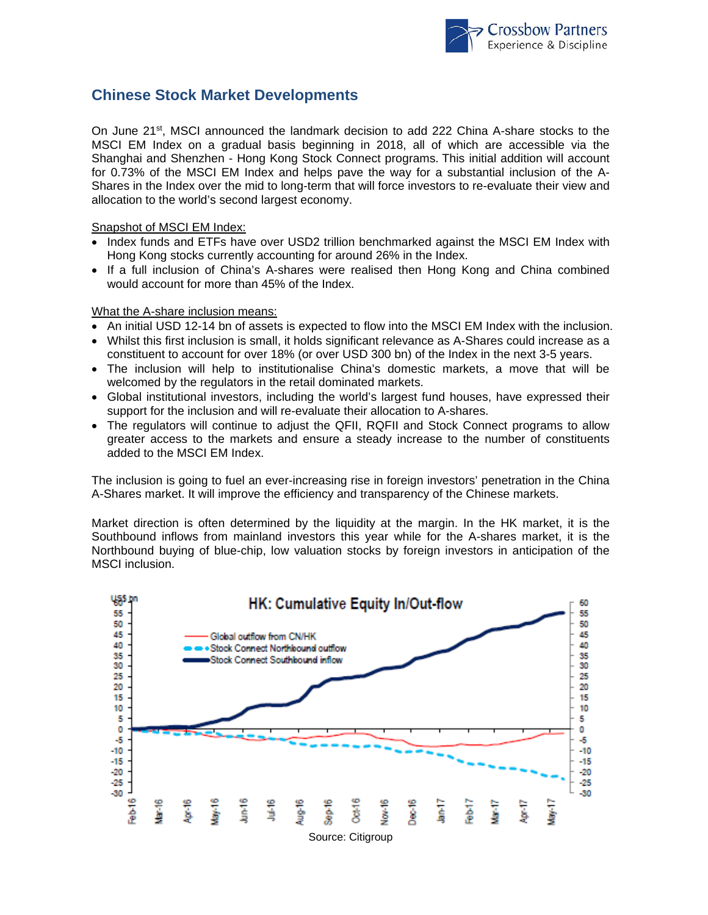## Chinese Stock Market Developments

On June 21st, MSCI announced the landmark decision to add 222 China A-share stocks to the MSCI EM Index on a gradual basis beginning in 2018, all of which are accessible via the Shanghai and Shenzhen - Hong Kong Stock Connect programs. This initial addition will account for 0.73% of the MSCI EM Index and helps pave the way for a substantial inclusion of the A-Shares in the Index over the mid to long-term that will force investors to re-evaluate their view and allocation to the world's second largest economy.

Snapshot of MSCI EM Index:

- Index funds and ETFs have over USD2 trillion benchmarked against the MSCI EM Index with Hong Kong stocks currently accounting for around 26% in the Index.
- If a full inclusion of China's A-shares were realised then Hong Kong and China combined would account for more than 45% of the Index.

What the A-share inclusion means:

- An initial USD 12-14 bn of assets is expected to flow into the MSCI EM Index with the inclusion.
- Whilst this first inclusion is small, it holds significant relevance as A-Shares could increase as a constituent to account for over 18% (or over USD 300 bn) of the Index in the next 3-5 years.
- The inclusion will help to institutionalise China's domestic markets, a move that will be welcomed by the regulators in the retail dominated markets.
- Global institutional investors, including the world's largest fund houses, have expressed their support for the inclusion and will re-evaluate their allocation to A-shares.
- The regulators will continue to adjust the QFII, RQFII and Stock Connect programs to allow greater access to the markets and ensure a steady increase to the number of constituents added to the MSCI EM Index.

The inclusion is going to fuel an ever-increasing rise in foreign investors' penetration in the China A-Shares market. It will improve the efficiency and transparency of the Chinese markets.

Market direction is often determined by the liquidity at the margin. In the HK market, it is the Southbound inflows from mainland investors this year while for the A-shares market, it is the Northbound buying of blue-chip, low valuation stocks by foreign investors in anticipation of the MSCI inclusion.

**HK: Cumulative Equity In/Out-flow**

Source: Citigroup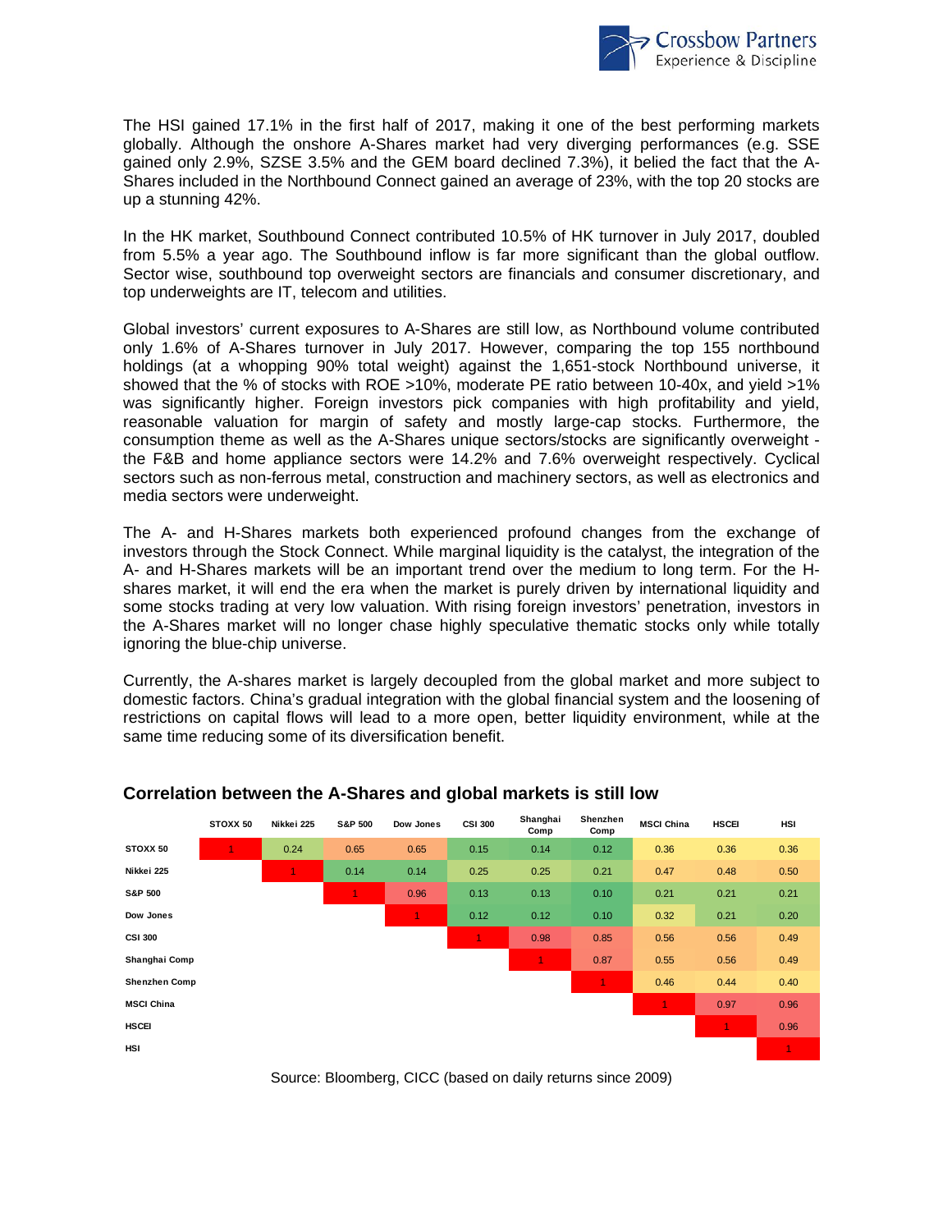The HSI gained 17.1% in the first half of 2017, making it one of the best performing markets globally. Although the onshore A-Shares market had very diverging performances (e.g. SSE gained only 2.9%, SZSE 3.5% and the GEM board declined 7.3%), it belied the fact that the A-Shares included in the Northbound Connect gained an average of 23%, with the top 20 stocks are up a stunning 42%.

In the HK market, Southbound Connect contributed 10.5% of HK turnover in July 2017, doubled from 5.5% a year ago. The Southbound inflow is far more significant than the global outflow. Sector wise, southbound top overweight sectors are financials and consumer discretionary, and top underweights are IT, telecom and utilities.

Global investors' current exposures to A-Shares are still low, as Northbound volume contributed only 1.6% of A-Shares turnover in July 2017. However, comparing the top 155 northbound holdings (at a whopping 90% total weight) against the 1,651-stock Northbound universe, it showed that the % of stocks with ROE >10%, moderate PE ratio between 10-40x, and yield >1% was significantly higher. Foreign investors pick companies with high profitability and yield, reasonable valuation for margin of safety and mostly large-cap stocks. Furthermore, the consumption theme as well as the A-Shares unique sectors/stocks are significantly overweight - the F&B and home appliance sectors were 14.2% and 7.6% overweight respectively. Cyclical sectors such as non-ferrous metal, construction and machinery sectors, as well as electronics and media sectors were underweight.

The A- and H-Shares markets both experienced profound changes from the exchange of investors through the Stock Connect. While marginal liquidity is the catalyst, the integration of the A- and H-Shares markets will be an important trend over the medium to long term. For the H-shares market, it will end the era when the market is purely driven by international liquidity and some stocks trading at very low valuation. With rising foreign investors' penetration, investors in the A-Shares market will no longer chase highly speculative thematic stocks only while totally ignoring the blue-chip universe.

Currently, the A-shares market is largely decoupled from the global market and more subject to domestic factors. China's gradual integration with the global financial system and the loosening of restrictions on capital flows will lead to a more open, better liquidity environment, while at the same time reducing some of its diversification benefit.

## Correlation between the A-Shares and global markets is still low

| | STOXX 50 | Nikkei 225 | S&P 500 | Dow Jones | CSI 300 | Shanghai Comp | Shenzhen Comp | MSCI China | HSCEI | HSI |
|---|---|---|---|---|---|---|---|---|---|---|
| STOXX 50 | 1 | 0.24 | 0.65 | 0.65 | 0.15 | 0.14 | 0.12 | 0.36 | 0.36 | 0.36 |
| Nikkei 225 | | 1 | 0.14 | 0.14 | 0.25 | 0.25 | 0.21 | 0.47 | 0.48 | 0.50 |
| S&P 500 | | | 1 | 0.96 | 0.13 | 0.13 | 0.10 | 0.21 | 0.21 | 0.21 |
| Dow Jones | | | | 1 | 0.12 | 0.12 | 0.10 | 0.32 | 0.21 | 0.20 |
| CSI 300 | | | | | 1 | 0.98 | 0.85 | 0.56 | 0.56 | 0.49 |
| Shanghai Comp | | | | | | 1 | 0.87 | 0.55 | 0.56 | 0.49 |
| Shenzhen Comp | | | | | | | 1 | 0.46 | 0.44 | 0.40 |
| MSCI China | | | | | | | | 1 | 0.97 | 0.96 |
| HSCEI | | | | | | | | | 1 | 0.96 |
| HSI | | | | | | | | | | 1 |

Source: Bloomberg, CICC (based on daily returns since 2009)